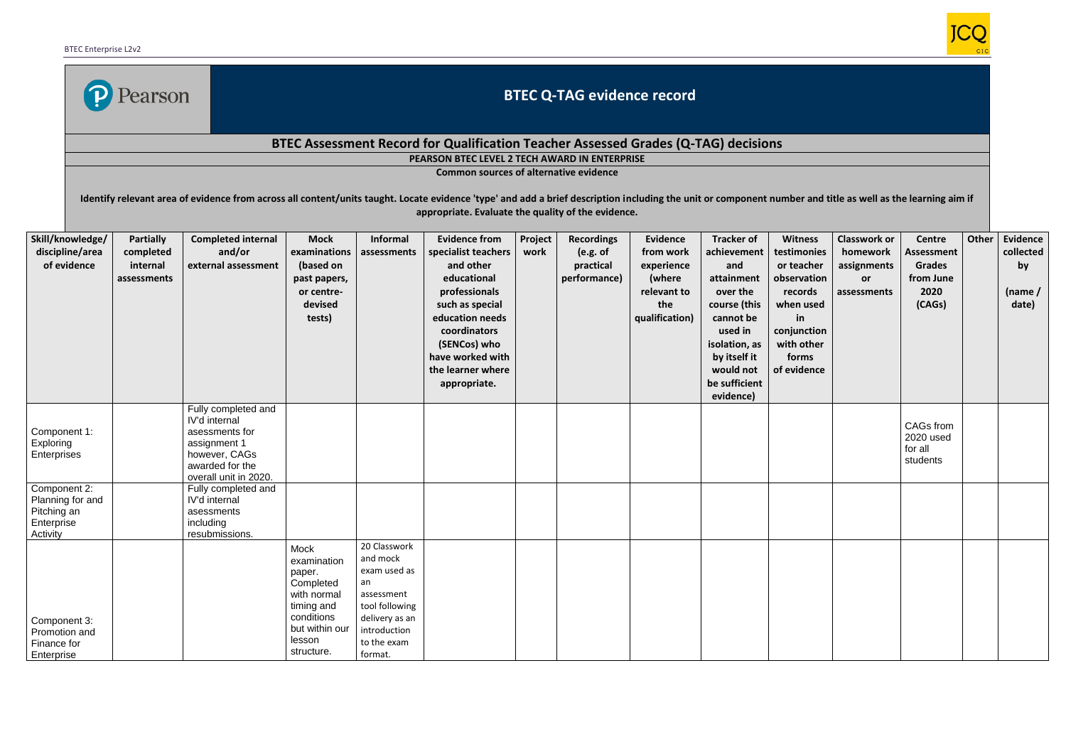# BTEC Q-TAG evidence record

## BTEC Assessment Record for Qualification Teacher Assessed Grades (Q-TAG) decisions

**PEARSON BTEC LEVEL 2 TECH AWARD IN ENTERPRISE**

**Common sources of alternative evidence**

**Identify relevant area of evidence from across all content/units taught. Locate evidence 'type' and add a brief description including the unit or component number and title as well as the learning aim if appropriate. Evaluate the quality of the evidence.**

| Skill/knowledge/ discipline/area of evidence | Partially completed internal assessments | Completed internal and/or external assessment | Mock examinations (based on past papers, or centre-devised tests) | Informal assessments | Evidence from specialist teachers and other educational professionals such as special education needs coordinators (SENCos) who have worked with the learner where appropriate. | Project work | Recordings (e.g. of practical performance) | Evidence from work experience (where relevant to the qualification) | Tracker of achievement and attainment over the course (this cannot be used in isolation, as by itself it would not be sufficient evidence) | Witness testimonies or teacher observation records when used in conjunction with other forms of evidence | Classwork or homework assignments or assessments | Centre Assessment Grades from June 2020 (CAGs) | Other | Evidence collected by (name / date) |
|---|---|---|---|---|---|---|---|---|---|---|---|---|---|---|
| Component 1: Exploring Enterprises | | Fully completed and IV'd internal asessments for assignment 1 however, CAGs awarded for the overall unit in 2020. | | | | | | | | | | CAGs from 2020 used for all students | | |
| Component 2: Planning for and Pitching an Enterprise Activity | | Fully completed and IV'd internal asessments including resubmissions. | | | | | | | | | | | | |
| Component 3: Promotion and Finance for Enterprise | | | Mock examination paper. Completed with normal timing and conditions but within our lesson structure. | 20 Classwork and mock exam used as an assessment tool following delivery as an introduction to the exam format. | | | | | | | | | | |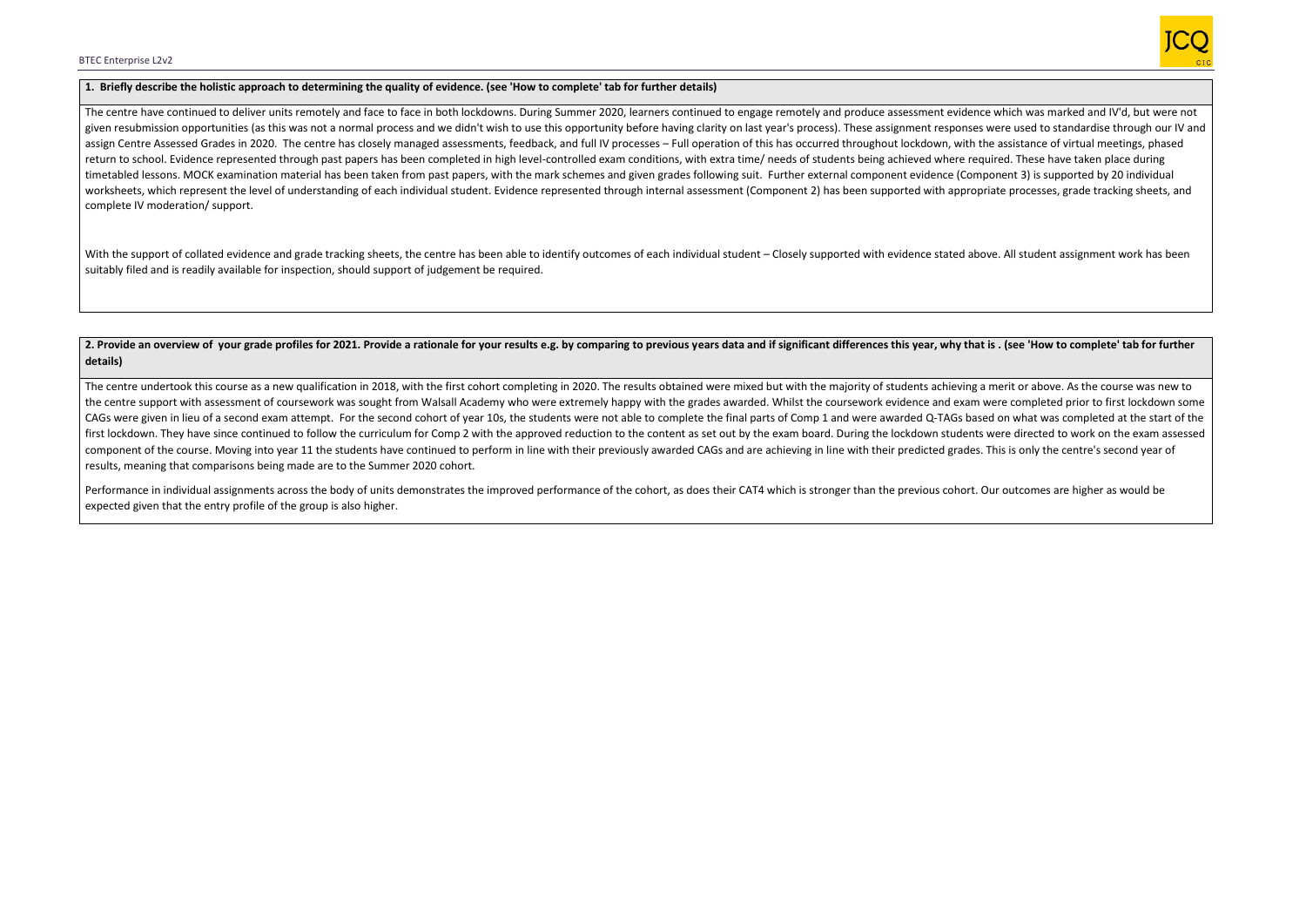**1. Briefly describe the holistic approach to determining the quality of evidence. (see 'How to complete' tab for further details)**

The centre have continued to deliver units remotely and face to face in both lockdowns. During Summer 2020, learners continued to engage remotely and produce assessment evidence which was marked and IV'd, but were not given resubmission opportunities (as this was not a normal process and we didn't wish to use this opportunity before having clarity on last year's process). These assignment responses were used to standardise through our IV and assign Centre Assessed Grades in 2020. The centre has closely managed assessments, feedback, and full IV processes – Full operation of this has occurred throughout lockdown, with the assistance of virtual meetings, phased return to school. Evidence represented through past papers has been completed in high level-controlled exam conditions, with extra time/ needs of students being achieved where required. These have taken place during timetabled lessons. MOCK examination material has been taken from past papers, with the mark schemes and given grades following suit. Further external component evidence (Component 3) is supported by 20 individual worksheets, which represent the level of understanding of each individual student. Evidence represented through internal assessment (Component 2) has been supported with appropriate processes, grade tracking sheets, and complete IV moderation/ support.

With the support of collated evidence and grade tracking sheets, the centre has been able to identify outcomes of each individual student – Closely supported with evidence stated above. All student assignment work has been suitably filed and is readily available for inspection, should support of judgement be required.

**2. Provide an overview of your grade profiles for 2021. Provide a rationale for your results e.g. by comparing to previous years data and if significant differences this year, why that is . (see 'How to complete' tab for further details)**

The centre undertook this course as a new qualification in 2018, with the first cohort completing in 2020. The results obtained were mixed but with the majority of students achieving a merit or above. As the course was new to the centre support with assessment of coursework was sought from Walsall Academy who were extremely happy with the grades awarded. Whilst the coursework evidence and exam were completed prior to first lockdown some CAGs were given in lieu of a second exam attempt. For the second cohort of year 10s, the students were not able to complete the final parts of Comp 1 and were awarded Q-TAGs based on what was completed at the start of the first lockdown. They have since continued to follow the curriculum for Comp 2 with the approved reduction to the content as set out by the exam board. During the lockdown students were directed to work on the exam assessed component of the course. Moving into year 11 the students have continued to perform in line with their previously awarded CAGs and are achieving in line with their predicted grades. This is only the centre's second year of results, meaning that comparisons being made are to the Summer 2020 cohort.

Performance in individual assignments across the body of units demonstrates the improved performance of the cohort, as does their CAT4 which is stronger than the previous cohort. Our outcomes are higher as would be expected given that the entry profile of the group is also higher.